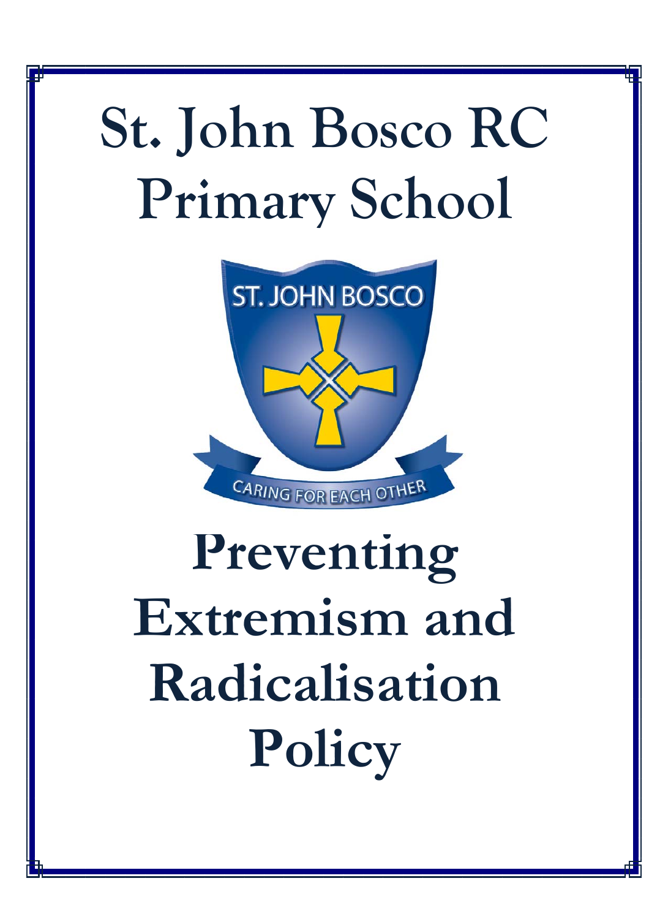# St. John Bosco RC Primary School

ST. JOHN BOSCO

CARING FOR EACH OTHER

# Preventing Extremism and Radicalisation Policy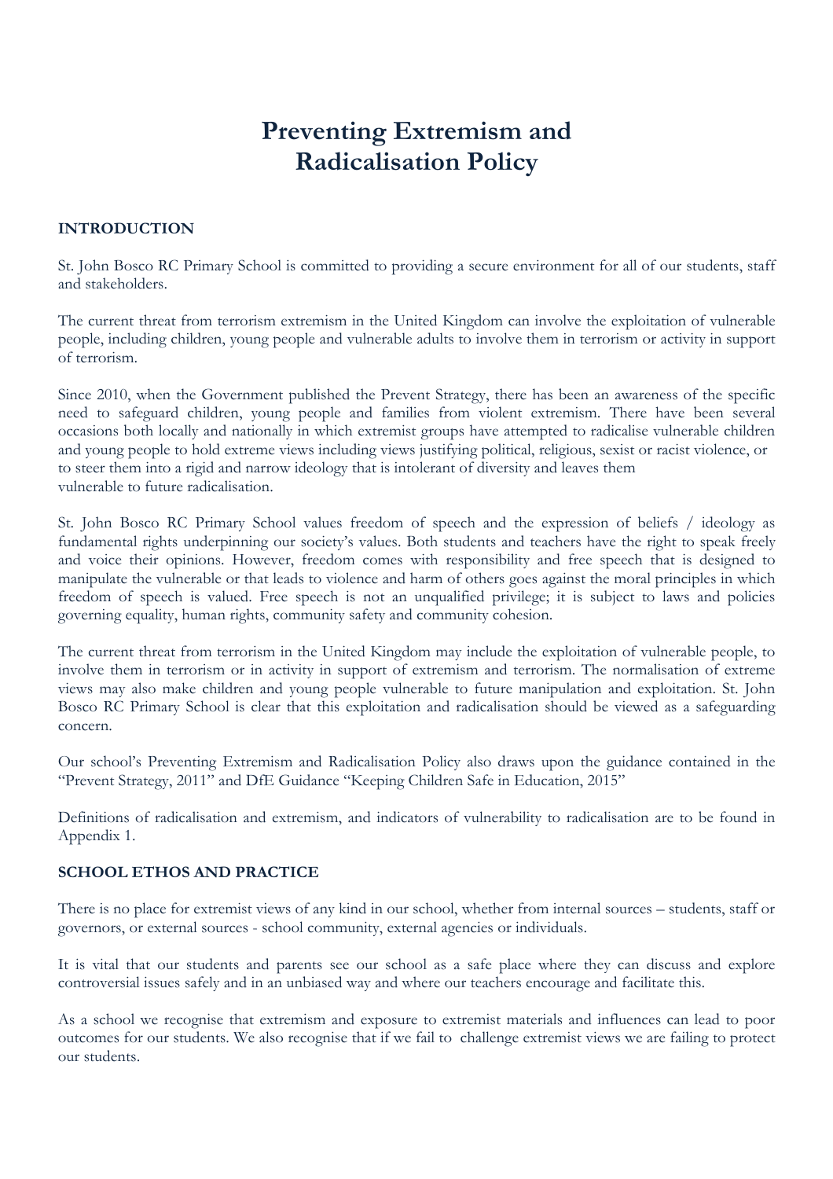# Preventing Extremism and Radicalisation Policy

## INTRODUCTION

St. John Bosco RC Primary School is committed to providing a secure environment for all of our students, staff and stakeholders.

The current threat from terrorism extremism in the United Kingdom can involve the exploitation of vulnerable people, including children, young people and vulnerable adults to involve them in terrorism or activity in support of terrorism.

Since 2010, when the Government published the Prevent Strategy, there has been an awareness of the specific need to safeguard children, young people and families from violent extremism. There have been several occasions both locally and nationally in which extremist groups have attempted to radicalise vulnerable children and young people to hold extreme views including views justifying political, religious, sexist or racist violence, or to steer them into a rigid and narrow ideology that is intolerant of diversity and leaves them vulnerable to future radicalisation.

St. John Bosco RC Primary School values freedom of speech and the expression of beliefs / ideology as fundamental rights underpinning our society's values. Both students and teachers have the right to speak freely and voice their opinions. However, freedom comes with responsibility and free speech that is designed to manipulate the vulnerable or that leads to violence and harm of others goes against the moral principles in which freedom of speech is valued. Free speech is not an unqualified privilege; it is subject to laws and policies governing equality, human rights, community safety and community cohesion.

The current threat from terrorism in the United Kingdom may include the exploitation of vulnerable people, to involve them in terrorism or in activity in support of extremism and terrorism. The normalisation of extreme views may also make children and young people vulnerable to future manipulation and exploitation. St. John Bosco RC Primary School is clear that this exploitation and radicalisation should be viewed as a safeguarding concern.

Our school's Preventing Extremism and Radicalisation Policy also draws upon the guidance contained in the "Prevent Strategy, 2011" and DfE Guidance "Keeping Children Safe in Education, 2015"

Definitions of radicalisation and extremism, and indicators of vulnerability to radicalisation are to be found in Appendix 1.

## SCHOOL ETHOS AND PRACTICE

There is no place for extremist views of any kind in our school, whether from internal sources – students, staff or governors, or external sources - school community, external agencies or individuals.

It is vital that our students and parents see our school as a safe place where they can discuss and explore controversial issues safely and in an unbiased way and where our teachers encourage and facilitate this.

As a school we recognise that extremism and exposure to extremist materials and influences can lead to poor outcomes for our students. We also recognise that if we fail to challenge extremist views we are failing to protect our students.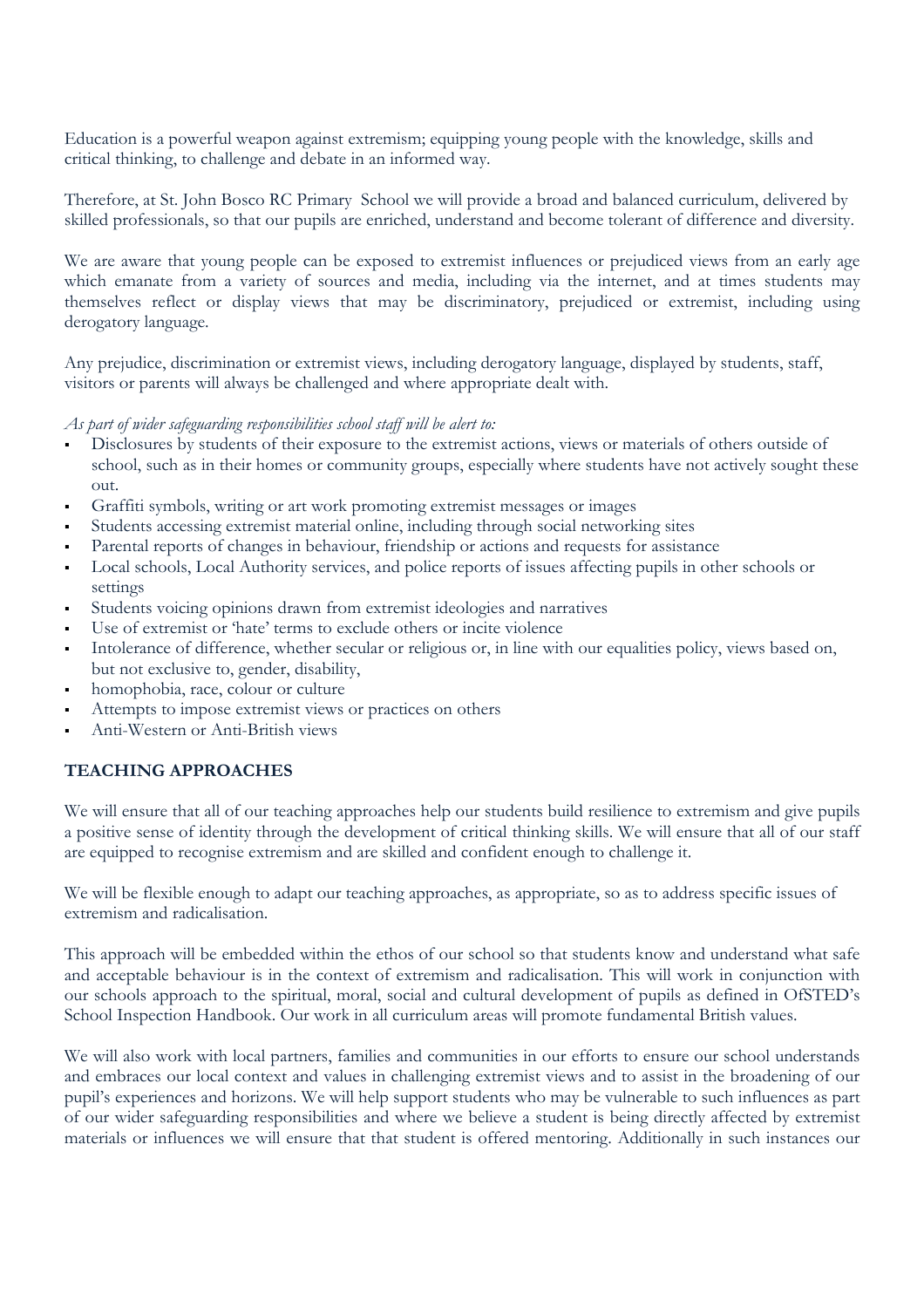Education is a powerful weapon against extremism; equipping young people with the knowledge, skills and critical thinking, to challenge and debate in an informed way.

Therefore, at St. John Bosco RC Primary School we will provide a broad and balanced curriculum, delivered by skilled professionals, so that our pupils are enriched, understand and become tolerant of difference and diversity.

We are aware that young people can be exposed to extremist influences or prejudiced views from an early age which emanate from a variety of sources and media, including via the internet, and at times students may themselves reflect or display views that may be discriminatory, prejudiced or extremist, including using derogatory language.

Any prejudice, discrimination or extremist views, including derogatory language, displayed by students, staff, visitors or parents will always be challenged and where appropriate dealt with.

*As part of wider safeguarding responsibilities school staff will be alert to:*

- Disclosures by students of their exposure to the extremist actions, views or materials of others outside of school, such as in their homes or community groups, especially where students have not actively sought these out.
- Graffiti symbols, writing or art work promoting extremist messages or images
- Students accessing extremist material online, including through social networking sites
- Parental reports of changes in behaviour, friendship or actions and requests for assistance
- Local schools, Local Authority services, and police reports of issues affecting pupils in other schools or settings
- Students voicing opinions drawn from extremist ideologies and narratives
- Use of extremist or 'hate' terms to exclude others or incite violence
- Intolerance of difference, whether secular or religious or, in line with our equalities policy, views based on, but not exclusive to, gender, disability,
- homophobia, race, colour or culture
- Attempts to impose extremist views or practices on others
- Anti-Western or Anti-British views

## TEACHING APPROACHES

We will ensure that all of our teaching approaches help our students build resilience to extremism and give pupils a positive sense of identity through the development of critical thinking skills. We will ensure that all of our staff are equipped to recognise extremism and are skilled and confident enough to challenge it.

We will be flexible enough to adapt our teaching approaches, as appropriate, so as to address specific issues of extremism and radicalisation.

This approach will be embedded within the ethos of our school so that students know and understand what safe and acceptable behaviour is in the context of extremism and radicalisation. This will work in conjunction with our schools approach to the spiritual, moral, social and cultural development of pupils as defined in OfSTED's School Inspection Handbook. Our work in all curriculum areas will promote fundamental British values.

We will also work with local partners, families and communities in our efforts to ensure our school understands and embraces our local context and values in challenging extremist views and to assist in the broadening of our pupil's experiences and horizons. We will help support students who may be vulnerable to such influences as part of our wider safeguarding responsibilities and where we believe a student is being directly affected by extremist materials or influences we will ensure that that student is offered mentoring. Additionally in such instances our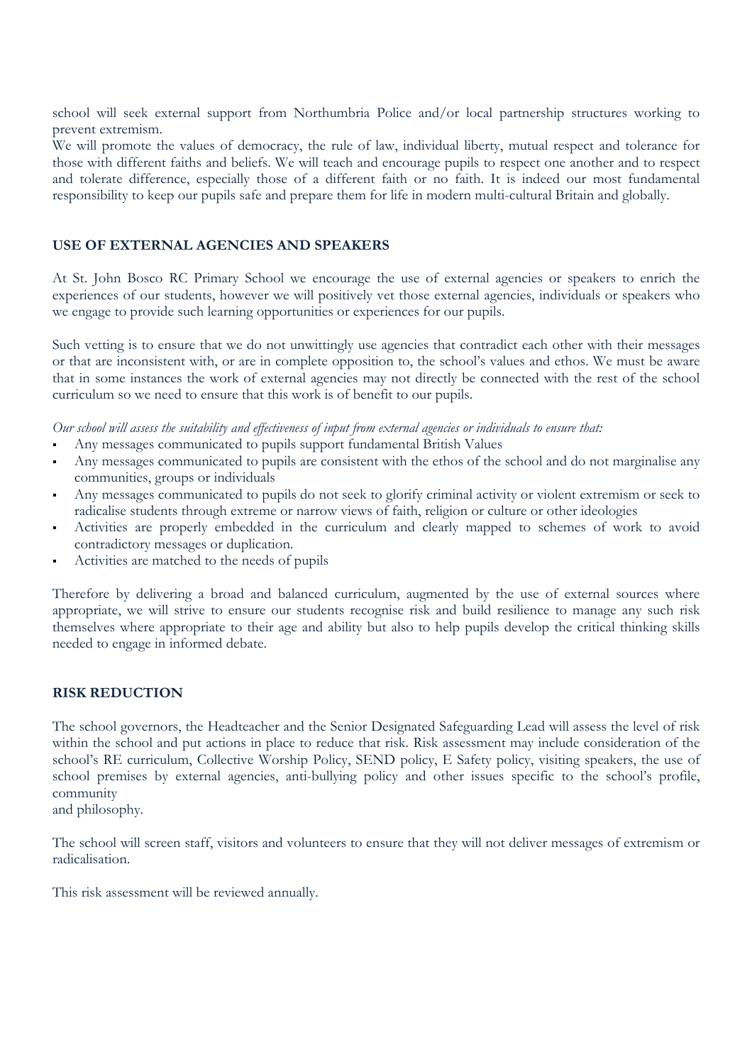school will seek external support from Northumbria Police and/or local partnership structures working to prevent extremism.

We will promote the values of democracy, the rule of law, individual liberty, mutual respect and tolerance for those with different faiths and beliefs. We will teach and encourage pupils to respect one another and to respect and tolerate difference, especially those of a different faith or no faith. It is indeed our most fundamental responsibility to keep our pupils safe and prepare them for life in modern multi-cultural Britain and globally.

## USE OF EXTERNAL AGENCIES AND SPEAKERS

At St. John Bosco RC Primary School we encourage the use of external agencies or speakers to enrich the experiences of our students, however we will positively vet those external agencies, individuals or speakers who we engage to provide such learning opportunities or experiences for our pupils.

Such vetting is to ensure that we do not unwittingly use agencies that contradict each other with their messages or that are inconsistent with, or are in complete opposition to, the school's values and ethos. We must be aware that in some instances the work of external agencies may not directly be connected with the rest of the school curriculum so we need to ensure that this work is of benefit to our pupils.

*Our school will assess the suitability and effectiveness of input from external agencies or individuals to ensure that:*

- Any messages communicated to pupils support fundamental British Values
- Any messages communicated to pupils are consistent with the ethos of the school and do not marginalise any communities, groups or individuals
- Any messages communicated to pupils do not seek to glorify criminal activity or violent extremism or seek to radicalise students through extreme or narrow views of faith, religion or culture or other ideologies
- Activities are properly embedded in the curriculum and clearly mapped to schemes of work to avoid contradictory messages or duplication.
- Activities are matched to the needs of pupils

Therefore by delivering a broad and balanced curriculum, augmented by the use of external sources where appropriate, we will strive to ensure our students recognise risk and build resilience to manage any such risk themselves where appropriate to their age and ability but also to help pupils develop the critical thinking skills needed to engage in informed debate.

## RISK REDUCTION

The school governors, the Headteacher and the Senior Designated Safeguarding Lead will assess the level of risk within the school and put actions in place to reduce that risk. Risk assessment may include consideration of the school's RE curriculum, Collective Worship Policy, SEND policy, E Safety policy, visiting speakers, the use of school premises by external agencies, anti-bullying policy and other issues specific to the school's profile, community and philosophy.

The school will screen staff, visitors and volunteers to ensure that they will not deliver messages of extremism or radicalisation.

This risk assessment will be reviewed annually.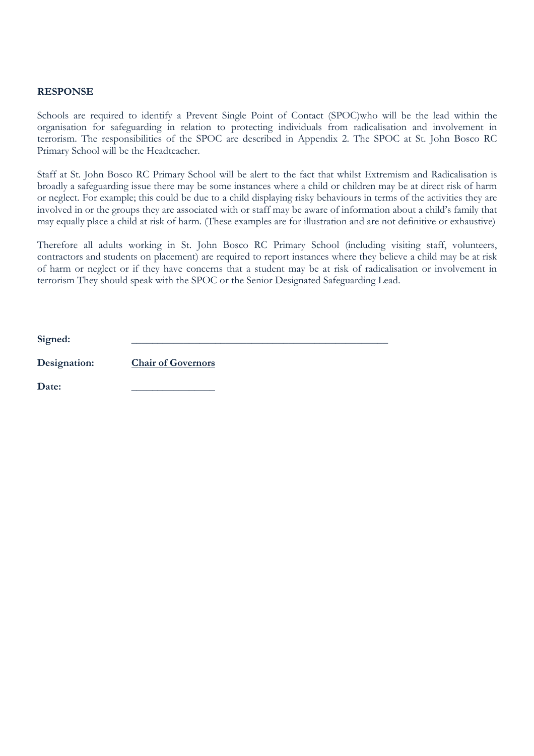**RESPONSE**

Schools are required to identify a Prevent Single Point of Contact (SPOC)who will be the lead within the organisation for safeguarding in relation to protecting individuals from radicalisation and involvement in terrorism. The responsibilities of the SPOC are described in Appendix 2. The SPOC at St. John Bosco RC Primary School will be the Headteacher.

Staff at St. John Bosco RC Primary School will be alert to the fact that whilst Extremism and Radicalisation is broadly a safeguarding issue there may be some instances where a child or children may be at direct risk of harm or neglect. For example; this could be due to a child displaying risky behaviours in terms of the activities they are involved in or the groups they are associated with or staff may be aware of information about a child's family that may equally place a child at risk of harm. (These examples are for illustration and are not definitive or exhaustive)

Therefore all adults working in St. John Bosco RC Primary School (including visiting staff, volunteers, contractors and students on placement) are required to report instances where they believe a child may be at risk of harm or neglect or if they have concerns that a student may be at risk of radicalisation or involvement in terrorism They should speak with the SPOC or the Senior Designated Safeguarding Lead.

**Signed:** ____________________________________________

**Designation:** **Chair of Governors**

**Date:** ______________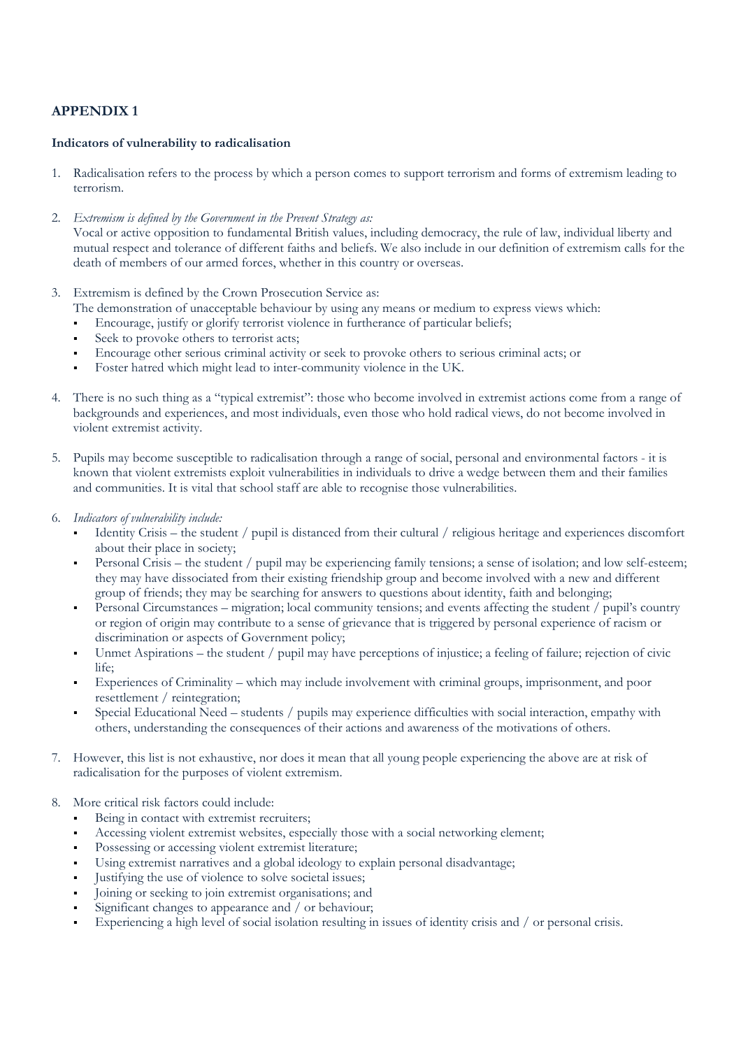## APPENDIX 1

**Indicators of vulnerability to radicalisation**

1. Radicalisation refers to the process by which a person comes to support terrorism and forms of extremism leading to terrorism.

2. *Extremism is defined by the Government in the Prevent Strategy as:*
   Vocal or active opposition to fundamental British values, including democracy, the rule of law, individual liberty and mutual respect and tolerance of different faiths and beliefs. We also include in our definition of extremism calls for the death of members of our armed forces, whether in this country or overseas.

3. Extremism is defined by the Crown Prosecution Service as:
   The demonstration of unacceptable behaviour by using any means or medium to express views which:
   - Encourage, justify or glorify terrorist violence in furtherance of particular beliefs;
   - Seek to provoke others to terrorist acts;
   - Encourage other serious criminal activity or seek to provoke others to serious criminal acts; or
   - Foster hatred which might lead to inter-community violence in the UK.

4. There is no such thing as a "typical extremist": those who become involved in extremist actions come from a range of backgrounds and experiences, and most individuals, even those who hold radical views, do not become involved in violent extremist activity.

5. Pupils may become susceptible to radicalisation through a range of social, personal and environmental factors - it is known that violent extremists exploit vulnerabilities in individuals to drive a wedge between them and their families and communities. It is vital that school staff are able to recognise those vulnerabilities.

6. *Indicators of vulnerability include:*
   - Identity Crisis – the student / pupil is distanced from their cultural / religious heritage and experiences discomfort about their place in society;
   - Personal Crisis – the student / pupil may be experiencing family tensions; a sense of isolation; and low self-esteem; they may have dissociated from their existing friendship group and become involved with a new and different group of friends; they may be searching for answers to questions about identity, faith and belonging;
   - Personal Circumstances – migration; local community tensions; and events affecting the student / pupil's country or region of origin may contribute to a sense of grievance that is triggered by personal experience of racism or discrimination or aspects of Government policy;
   - Unmet Aspirations – the student / pupil may have perceptions of injustice; a feeling of failure; rejection of civic life;
   - Experiences of Criminality – which may include involvement with criminal groups, imprisonment, and poor resettlement / reintegration;
   - Special Educational Need – students / pupils may experience difficulties with social interaction, empathy with others, understanding the consequences of their actions and awareness of the motivations of others.

7. However, this list is not exhaustive, nor does it mean that all young people experiencing the above are at risk of radicalisation for the purposes of violent extremism.

8. More critical risk factors could include:
   - Being in contact with extremist recruiters;
   - Accessing violent extremist websites, especially those with a social networking element;
   - Possessing or accessing violent extremist literature;
   - Using extremist narratives and a global ideology to explain personal disadvantage;
   - Justifying the use of violence to solve societal issues;
   - Joining or seeking to join extremist organisations; and
   - Significant changes to appearance and / or behaviour;
   - Experiencing a high level of social isolation resulting in issues of identity crisis and / or personal crisis.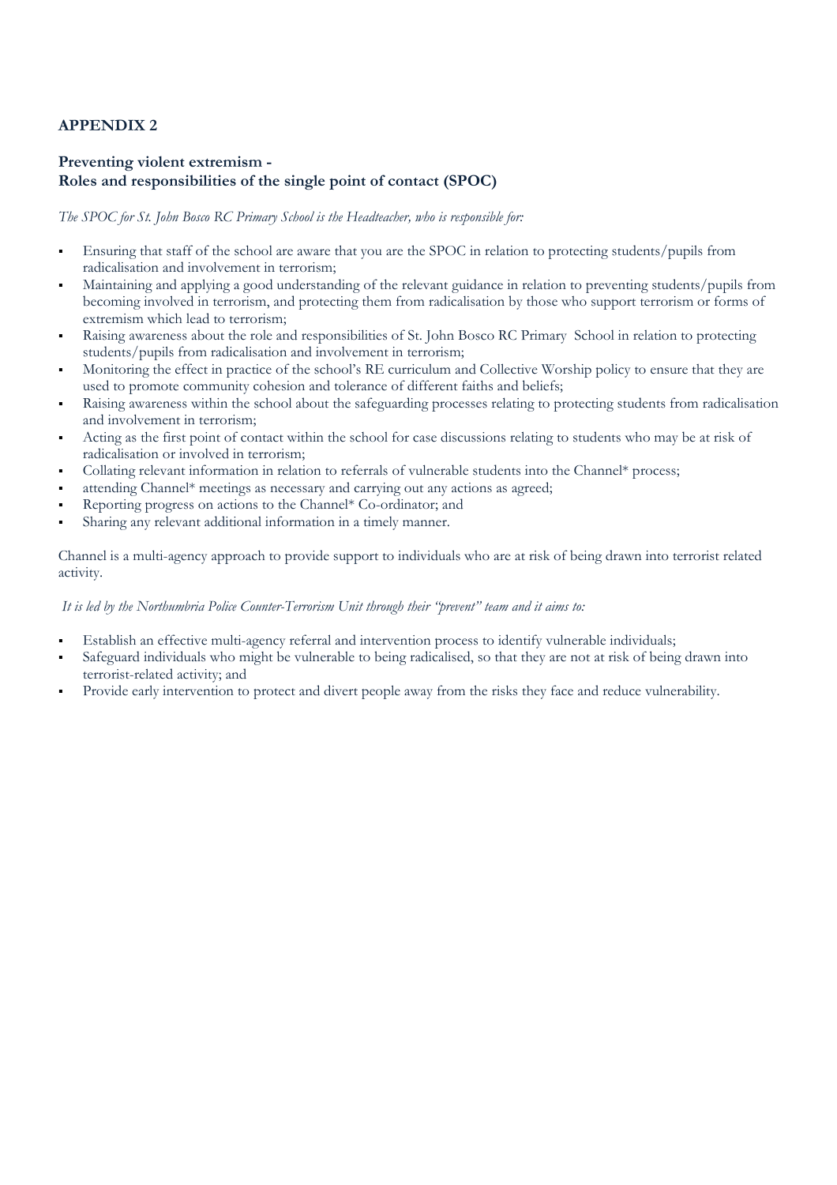## APPENDIX 2

### Preventing violent extremism -
### Roles and responsibilities of the single point of contact (SPOC)

*The SPOC for St. John Bosco RC Primary School is the Headteacher, who is responsible for:*

- Ensuring that staff of the school are aware that you are the SPOC in relation to protecting students/pupils from radicalisation and involvement in terrorism;
- Maintaining and applying a good understanding of the relevant guidance in relation to preventing students/pupils from becoming involved in terrorism, and protecting them from radicalisation by those who support terrorism or forms of extremism which lead to terrorism;
- Raising awareness about the role and responsibilities of St. John Bosco RC Primary School in relation to protecting students/pupils from radicalisation and involvement in terrorism;
- Monitoring the effect in practice of the school's RE curriculum and Collective Worship policy to ensure that they are used to promote community cohesion and tolerance of different faiths and beliefs;
- Raising awareness within the school about the safeguarding processes relating to protecting students from radicalisation and involvement in terrorism;
- Acting as the first point of contact within the school for case discussions relating to students who may be at risk of radicalisation or involved in terrorism;
- Collating relevant information in relation to referrals of vulnerable students into the Channel* process;
- attending Channel* meetings as necessary and carrying out any actions as agreed;
- Reporting progress on actions to the Channel* Co-ordinator; and
- Sharing any relevant additional information in a timely manner.

Channel is a multi-agency approach to provide support to individuals who are at risk of being drawn into terrorist related activity.

*It is led by the Northumbria Police Counter-Terrorism Unit through their "prevent" team and it aims to:*

- Establish an effective multi-agency referral and intervention process to identify vulnerable individuals;
- Safeguard individuals who might be vulnerable to being radicalised, so that they are not at risk of being drawn into terrorist-related activity; and
- Provide early intervention to protect and divert people away from the risks they face and reduce vulnerability.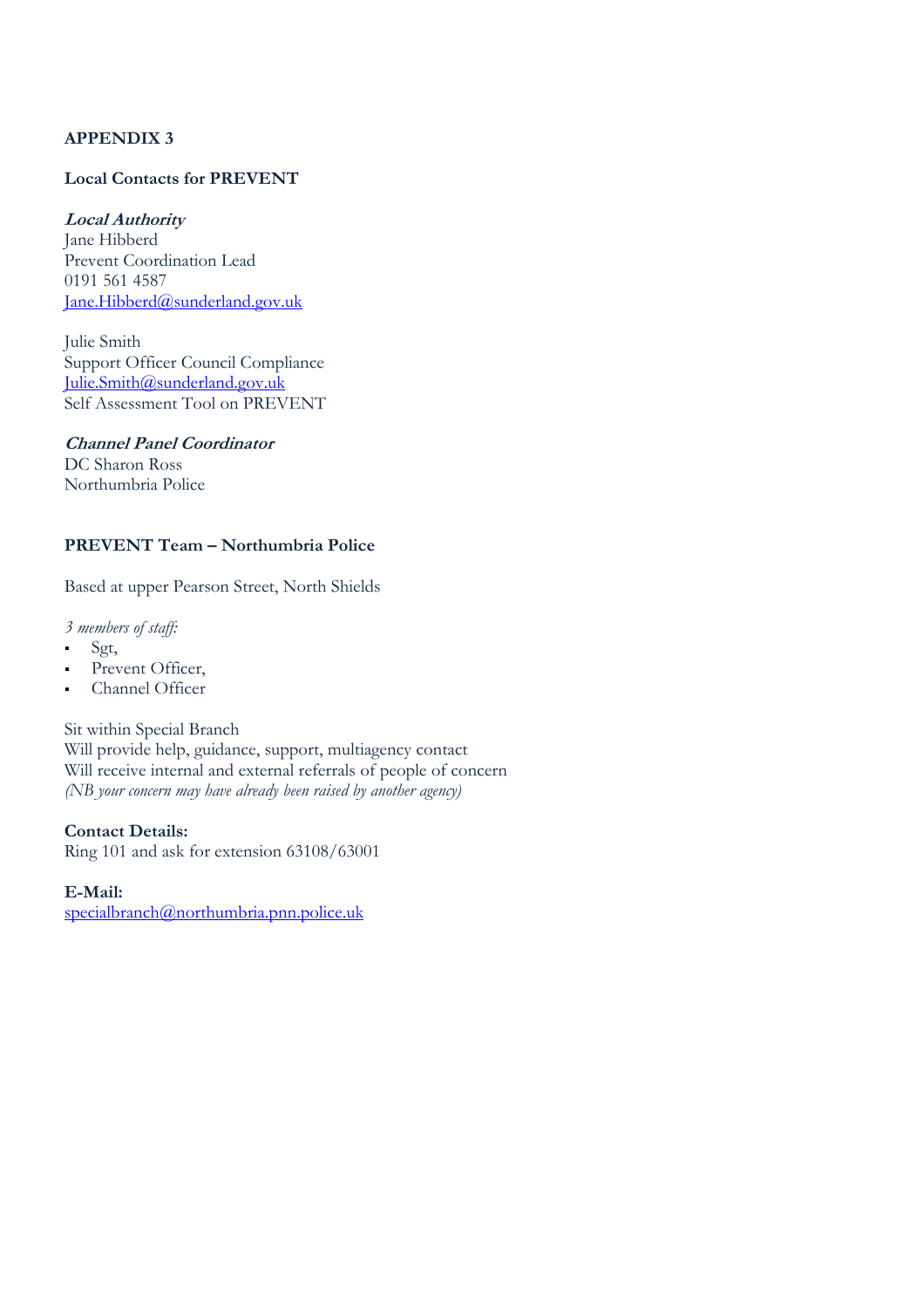## APPENDIX 3

### Local Contacts for PREVENT

***Local Authority***
Jane Hibberd
Prevent Coordination Lead
0191 561 4587
Jane.Hibberd@sunderland.gov.uk

Julie Smith
Support Officer Council Compliance
Julie.Smith@sunderland.gov.uk
Self Assessment Tool on PREVENT

***Channel Panel Coordinator***
DC Sharon Ross
Northumbria Police

### PREVENT Team – Northumbria Police

Based at upper Pearson Street, North Shields

*3 members of staff:*

- Sgt,
- Prevent Officer,
- Channel Officer

Sit within Special Branch
Will provide help, guidance, support, multiagency contact
Will receive internal and external referrals of people of concern
*(NB your concern may have already been raised by another agency)*

**Contact Details:**
Ring 101 and ask for extension 63108/63001

**E-Mail:**
specialbranch@northumbria.pnn.police.uk